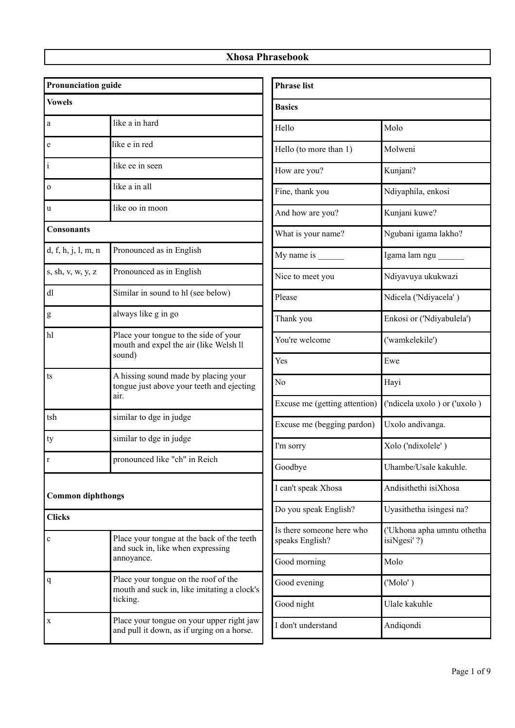# Xhosa Phrasebook

| Pronunciation guide | |
|---|---|
| **Vowels** | |
| a | like a in hard |
| e | like e in red |
| i | like ee in seen |
| o | like a in all |
| u | like oo in moon |
| **Consonants** | |
| d, f, h, j, l, m, n | Pronounced as in English |
| s, sh, v, w, y, z | Pronounced as in English |
| dl | Similar in sound to hl (see below) |
| g | always like g in go |
| hl | Place your tongue to the side of your mouth and expel the air (like Welsh ll sound) |
| ts | A hissing sound made by placing your tongue just above your teeth and ejecting air. |
| tsh | similar to dge in judge |
| ty | similar to dge in judge |
| r | pronounced like "ch" in Reich |
| **Common diphthongs** | |
| **Clicks** | |
| c | Place your tongue at the back of the teeth and suck in, like when expressing annoyance. |
| q | Place your tongue on the roof of the mouth and suck in, like imitating a clock's ticking. |
| x | Place your tongue on your upper right jaw and pull it down, as if urging on a horse. |

| Phrase list | |
|---|---|
| **Basics** | |
| Hello | Molo |
| Hello (to more than 1) | Molweni |
| How are you? | Kunjani? |
| Fine, thank you | Ndiyaphila, enkosi |
| And how are you? | Kunjani kuwe? |
| What is your name? | Ngubani igama lakho? |
| My name is ______ | Igama lam ngu ______ |
| Nice to meet you | Ndiyavuya ukukwazi |
| Please | Ndicela ('Ndiyacela' ) |
| Thank you | Enkosi or ('Ndiyabulela') |
| You're welcome | ('wamkelekile') |
| Yes | Ewe |
| No | Hayi |
| Excuse me (getting attention) | ('ndicela uxolo ) or ('uxolo ) |
| Excuse me (begging pardon) | Uxolo andivanga. |
| I'm sorry | Xolo ('ndixolele' ) |
| Goodbye | Uhambe/Usale kakuhle. |
| I can't speak Xhosa | Andisithethi isiXhosa |
| Do you speak English? | Uyasithetha isingesi na? |
| Is there someone here who speaks English? | ('Ukhona apha umntu othetha isiNgesi' ?) |
| Good morning | Molo |
| Good evening | ('Molo' ) |
| Good night | Ulale kakuhle |
| I don't understand | Andiqondi |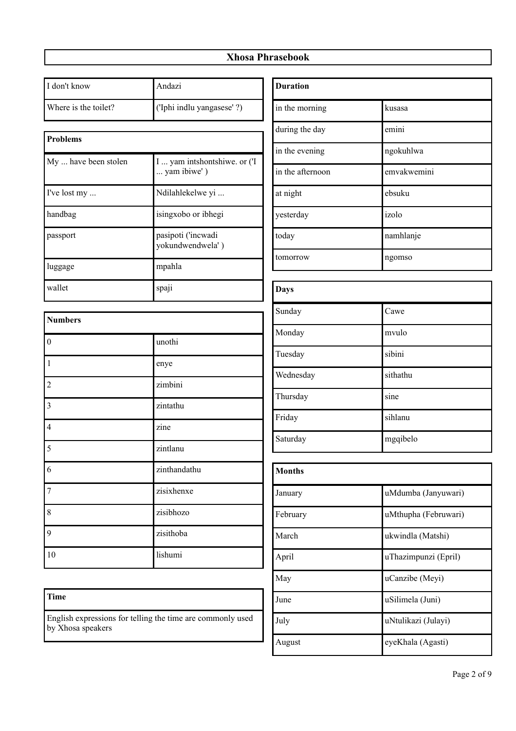# Xhosa Phrasebook

| I don't know | Andazi |
|---|---|
| Where is the toilet? | ('Iphi indlu yangasese' ?) |

| Problems | |
|---|---|
| My ... have been stolen | I ... yam intshontshiwe. or ('I ... yam ibiwe' ) |
| I've lost my ... | Ndilahlekelwe yi ... |
| handbag | isingxobo or ibhegi |
| passport | pasipoti ('incwadi yokundwendwela' ) |
| luggage | mpahla |
| wallet | spaji |

| Numbers | |
|---|---|
| 0 | unothi |
| 1 | enye |
| 2 | zimbini |
| 3 | zintathu |
| 4 | zine |
| 5 | zintlanu |
| 6 | zinthandathu |
| 7 | zisixhenxe |
| 8 | zisibhozo |
| 9 | zisithoba |
| 10 | lishumi |

| Time |
|---|
| English expressions for telling the time are commonly used by Xhosa speakers |

| Duration | |
|---|---|
| in the morning | kusasa |
| during the day | emini |
| in the evening | ngokuhlwa |
| in the afternoon | emvakwemini |
| at night | ebsuku |
| yesterday | izolo |
| today | namhlanje |
| tomorrow | ngomso |

| Days | |
|---|---|
| Sunday | Cawe |
| Monday | mvulo |
| Tuesday | sibini |
| Wednesday | sithathu |
| Thursday | sine |
| Friday | sihlanu |
| Saturday | mgqibelo |

| Months | |
|---|---|
| January | uMdumba (Janyuwari) |
| February | uMthupha (Februwari) |
| March | ukwindla (Matshi) |
| April | uThazimpunzi (Epril) |
| May | uCanzibe (Meyi) |
| June | uSilimela (Juni) |
| July | uNtulikazi (Julayi) |
| August | eyeKhala (Agasti) |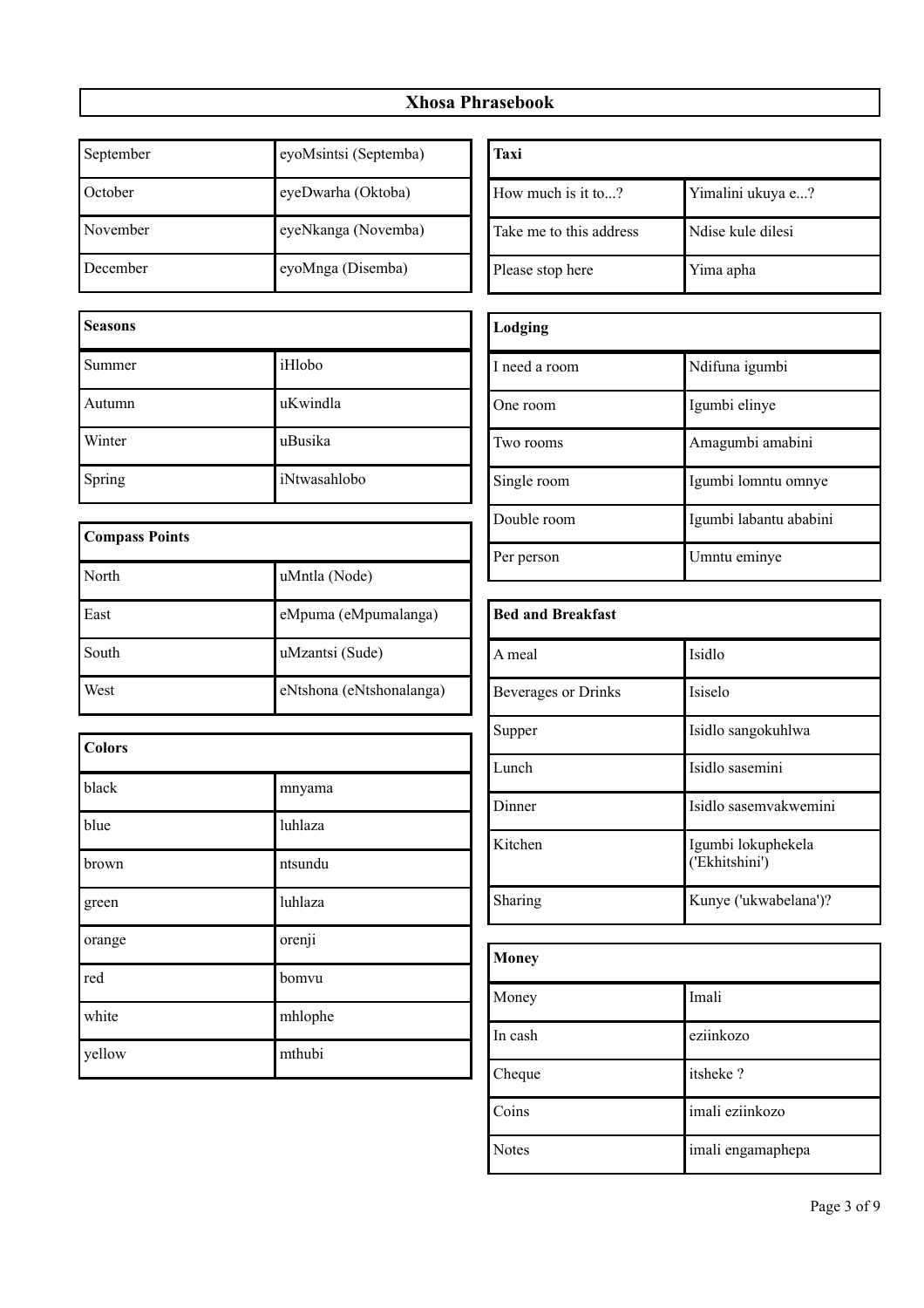# Xhosa Phrasebook

| September | eyoMsintsi (Septemba) |
|---|---|
| October | eyeDwarha (Oktoba) |
| November | eyeNkanga (Novemba) |
| December | eyoMnga (Disemba) |

| Seasons | |
|---|---|
| Summer | iHlobo |
| Autumn | uKwindla |
| Winter | uBusika |
| Spring | iNtwasahlobo |

| Compass Points | |
|---|---|
| North | uMntla (Node) |
| East | eMpuma (eMpumalanga) |
| South | uMzantsi (Sude) |
| West | eNtshona (eNtshonalanga) |

| Colors | |
|---|---|
| black | mnyama |
| blue | luhlaza |
| brown | ntsundu |
| green | luhlaza |
| orange | orenji |
| red | bomvu |
| white | mhlophe |
| yellow | mthubi |

| Taxi | |
|---|---|
| How much is it to...? | Yimalini ukuya e...? |
| Take me to this address | Ndise kule dilesi |
| Please stop here | Yima apha |

| Lodging | |
|---|---|
| I need a room | Ndifuna igumbi |
| One room | Igumbi elinye |
| Two rooms | Amagumbi amabini |
| Single room | Igumbi lomntu omnye |
| Double room | Igumbi labantu ababini |
| Per person | Umntu eminye |

| Bed and Breakfast | |
|---|---|
| A meal | Isidlo |
| Beverages or Drinks | Isiselo |
| Supper | Isidlo sangokuhlwa |
| Lunch | Isidlo sasemini |
| Dinner | Isidlo sasemvakwemini |
| Kitchen | Igumbi lokuphekela ('Ekhitshini') |
| Sharing | Kunye ('ukwabelana')? |

| Money | |
|---|---|
| Money | Imali |
| In cash | eziinkozo |
| Cheque | itsheke ? |
| Coins | imali eziinkozo |
| Notes | imali engamaphepa |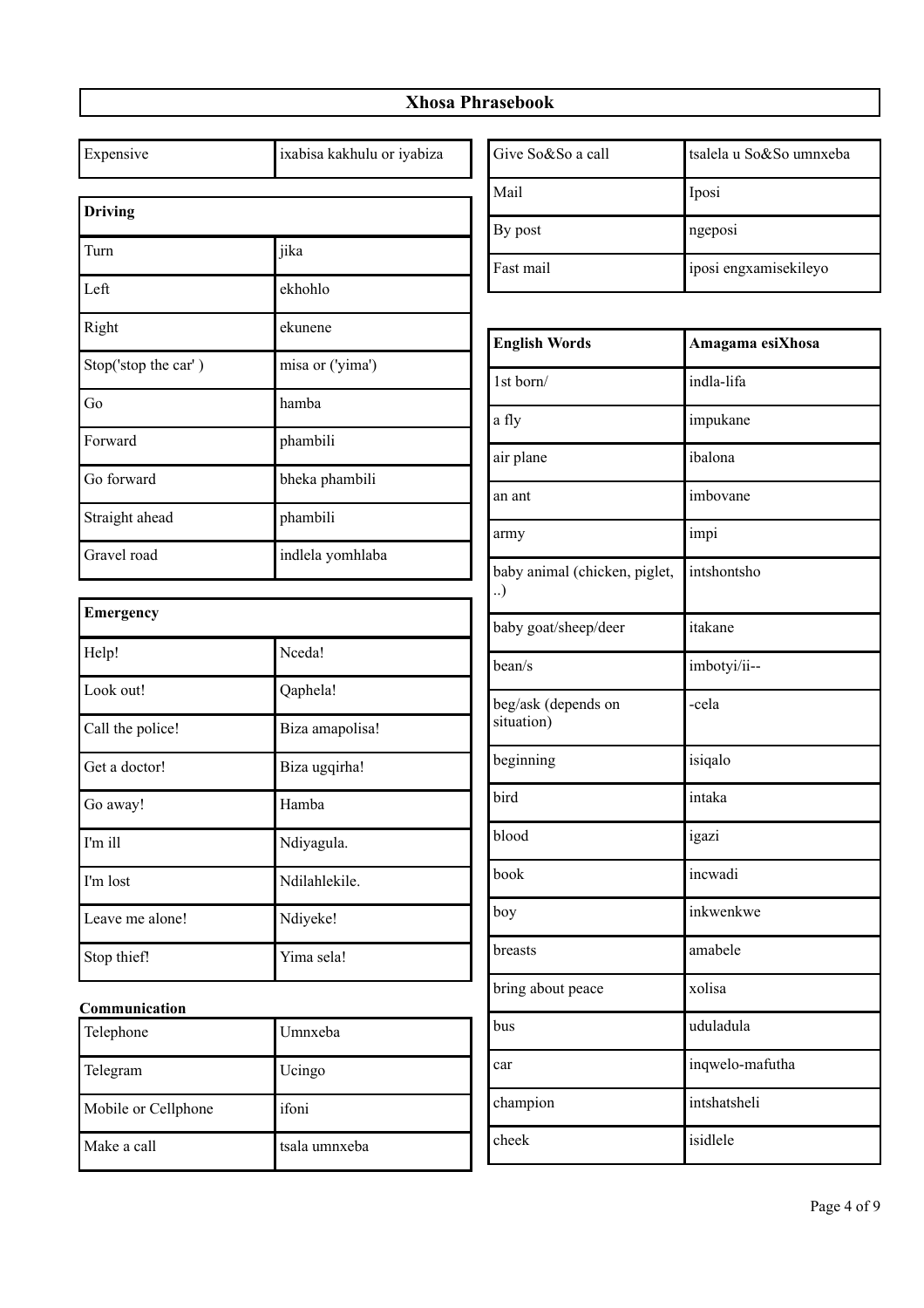## Xhosa Phrasebook

| Expensive | ixabisa kakhulu or iyabiza |
|---|---|

| Driving | |
|---|---|
| Turn | jika |
| Left | ekhohlo |
| Right | ekunene |
| Stop('stop the car' ) | misa or ('yima') |
| Go | hamba |
| Forward | phambili |
| Go forward | bheka phambili |
| Straight ahead | phambili |
| Gravel road | indlela yomhlaba |

| Emergency | |
|---|---|
| Help! | Nceda! |
| Look out! | Qaphela! |
| Call the police! | Biza amapolisa! |
| Get a doctor! | Biza ugqirha! |
| Go away! | Hamba |
| I'm ill | Ndiyagula. |
| I'm lost | Ndilahlekile. |
| Leave me alone! | Ndiyeke! |
| Stop thief! | Yima sela! |

**Communication**

| Telephone | Umnxeba |
|---|---|
| Telegram | Ucingo |
| Mobile or Cellphone | ifoni |
| Make a call | tsala umnxeba |
| Give So&So a call | tsalela u So&So umnxeba |
| Mail | Iposi |
| By post | ngeposi |
| Fast mail | iposi engxamisekileyo |

| English Words | Amagama esiXhosa |
|---|---|
| 1st born/ | indla-lifa |
| a fly | impukane |
| air plane | ibalona |
| an ant | imbovane |
| army | impi |
| baby animal (chicken, piglet, ..) | intshontsho |
| baby goat/sheep/deer | itakane |
| bean/s | imbotyi/ii-- |
| beg/ask (depends on situation) | -cela |
| beginning | isiqalo |
| bird | intaka |
| blood | igazi |
| book | incwadi |
| boy | inkwenkwe |
| breasts | amabele |
| bring about peace | xolisa |
| bus | uduladula |
| car | inqwelo-mafutha |
| champion | intshatsheli |
| cheek | isidlele |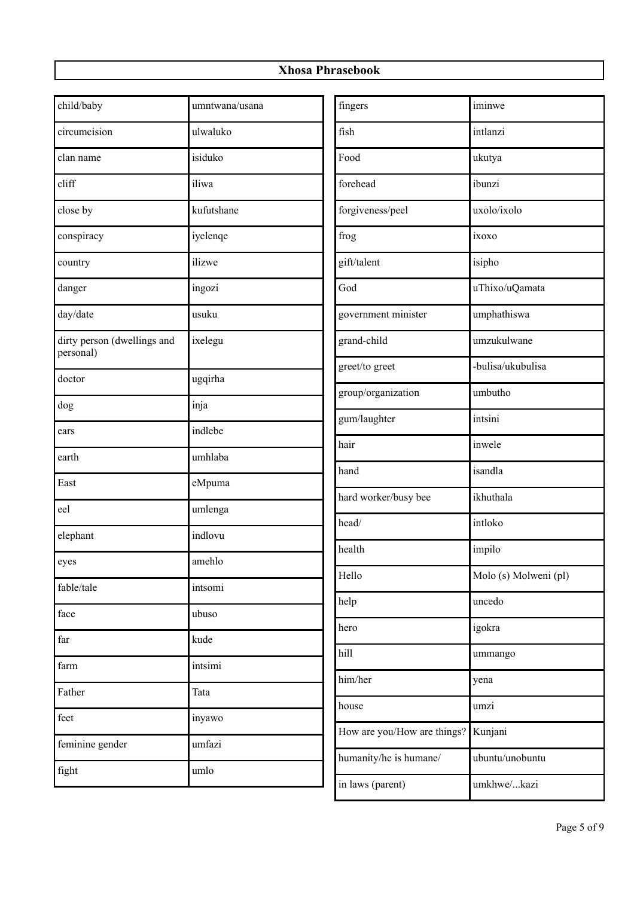# Xhosa Phrasebook

| | |
|---|---|
| child/baby | umntwana/usana |
| circumcision | ulwaluko |
| clan name | isiduko |
| cliff | iliwa |
| close by | kufutshane |
| conspiracy | iyelenqe |
| country | ilizwe |
| danger | ingozi |
| day/date | usuku |
| dirty person (dwellings and personal) | ixelegu |
| doctor | ugqirha |
| dog | inja |
| ears | indlebe |
| earth | umhlaba |
| East | eMpuma |
| eel | umlenga |
| elephant | indlovu |
| eyes | amehlo |
| fable/tale | intsomi |
| face | ubuso |
| far | kude |
| farm | intsimi |
| Father | Tata |
| feet | inyawo |
| feminine gender | umfazi |
| fight | umlo |

| | |
|---|---|
| fingers | iminwe |
| fish | intlanzi |
| Food | ukutya |
| forehead | ibunzi |
| forgiveness/peel | uxolo/ixolo |
| frog | ixoxo |
| gift/talent | isipho |
| God | uThixo/uQamata |
| government minister | umphathiswa |
| grand-child | umzukulwane |
| greet/to greet | -bulisa/ukubulisa |
| group/organization | umbutho |
| gum/laughter | intsini |
| hair | inwele |
| hand | isandla |
| hard worker/busy bee | ikhuthala |
| head/ | intloko |
| health | impilo |
| Hello | Molo (s) Molweni (pl) |
| help | uncedo |
| hero | igokra |
| hill | ummango |
| him/her | yena |
| house | umzi |
| How are you/How are things? | Kunjani |
| humanity/he is humane/ | ubuntu/unobuntu |
| in laws (parent) | umkhwe/...kazi |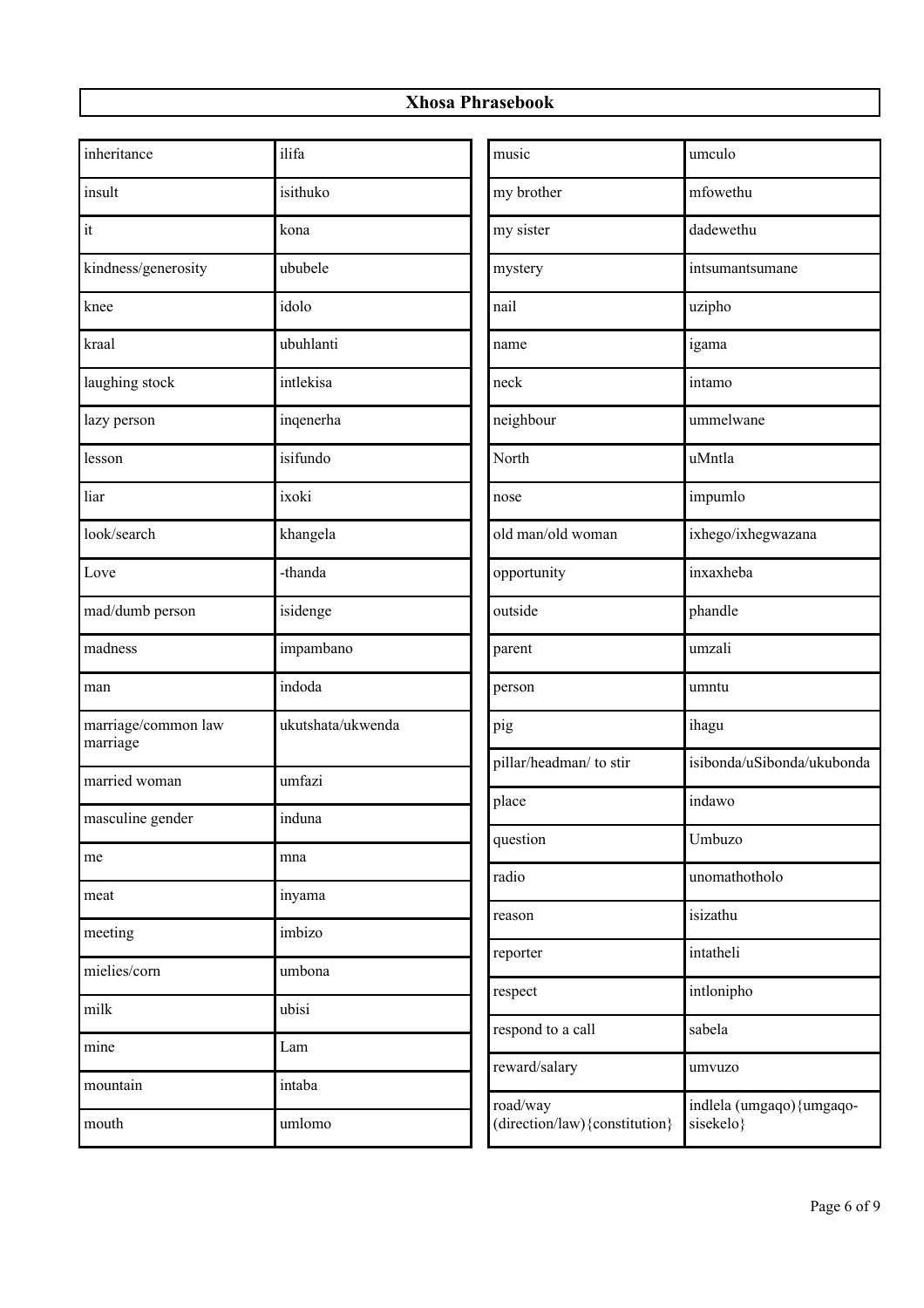## Xhosa Phrasebook

| | |
|---|---|
| inheritance | ilifa |
| insult | isithuko |
| it | kona |
| kindness/generosity | ububele |
| knee | idolo |
| kraal | ubuhlanti |
| laughing stock | intlekisa |
| lazy person | inqenerha |
| lesson | isifundo |
| liar | ixoki |
| look/search | khangela |
| Love | -thanda |
| mad/dumb person | isidenge |
| madness | impambano |
| man | indoda |
| marriage/common law marriage | ukutshata/ukwenda |
| married woman | umfazi |
| masculine gender | induna |
| me | mna |
| meat | inyama |
| meeting | imbizo |
| mielies/corn | umbona |
| milk | ubisi |
| mine | Lam |
| mountain | intaba |
| mouth | umlomo |
| music | umculo |
| my brother | mfowethu |
| my sister | dadewethu |
| mystery | intsumantsumane |
| nail | uzipho |
| name | igama |
| neck | intamo |
| neighbour | ummelwane |
| North | uMntla |
| nose | impumlo |
| old man/old woman | ixhego/ixhegwazana |
| opportunity | inxaxheba |
| outside | phandle |
| parent | umzali |
| person | umntu |
| pig | ihagu |
| pillar/headman/ to stir | isibonda/uSibonda/ukubonda |
| place | indawo |
| question | Umbuzo |
| radio | unomathotholo |
| reason | isizathu |
| reporter | intatheli |
| respect | intlonipho |
| respond to a call | sabela |
| reward/salary | umvuzo |
| road/way (direction/law){constitution} | indlela (umgaqo){umgaqo-sisekelo} |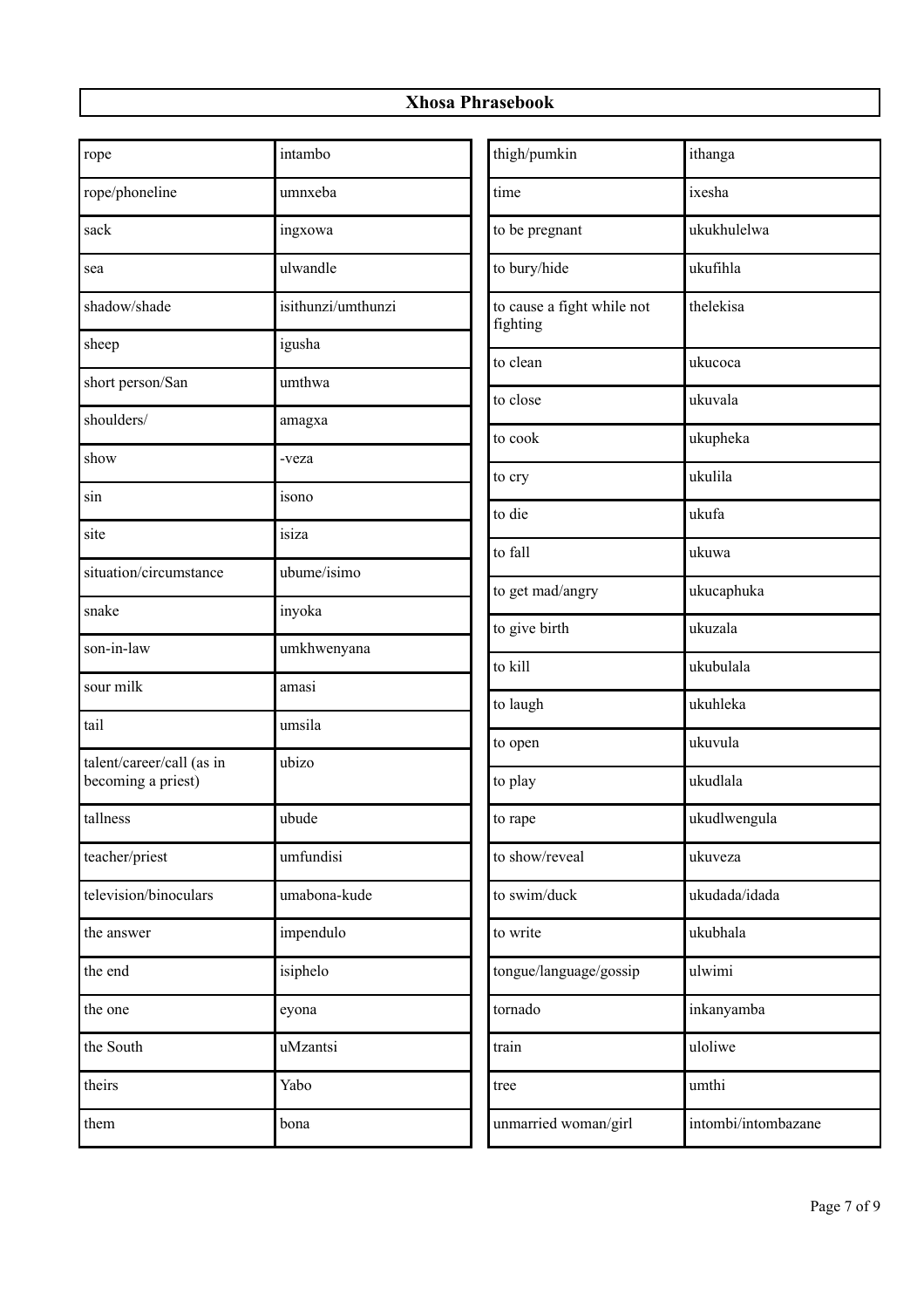# Xhosa Phrasebook

| | |
|---|---|
| rope | intambo |
| rope/phoneline | umnxeba |
| sack | ingxowa |
| sea | ulwandle |
| shadow/shade | isithunzi/umthunzi |
| sheep | igusha |
| short person/San | umthwa |
| shoulders/ | amagxa |
| show | -veza |
| sin | isono |
| site | isiza |
| situation/circumstance | ubume/isimo |
| snake | inyoka |
| son-in-law | umkhwenyana |
| sour milk | amasi |
| tail | umsila |
| talent/career/call (as in becoming a priest) | ubizo |
| tallness | ubude |
| teacher/priest | umfundisi |
| television/binoculars | umabona-kude |
| the answer | impendulo |
| the end | isiphelo |
| the one | eyona |
| the South | uMzantsi |
| theirs | Yabo |
| them | bona |

| | |
|---|---|
| thigh/pumkin | ithanga |
| time | ixesha |
| to be pregnant | ukukhulelwa |
| to bury/hide | ukufihla |
| to cause a fight while not fighting | thelekisa |
| to clean | ukucoca |
| to close | ukuvala |
| to cook | ukupheka |
| to cry | ukulila |
| to die | ukufa |
| to fall | ukuwa |
| to get mad/angry | ukucaphuka |
| to give birth | ukuzala |
| to kill | ukubulala |
| to laugh | ukuhleka |
| to open | ukuvula |
| to play | ukudlala |
| to rape | ukudlwengula |
| to show/reveal | ukuveza |
| to swim/duck | ukudada/idada |
| to write | ukubhala |
| tongue/language/gossip | ulwimi |
| tornado | inkanyamba |
| train | uloliwe |
| tree | umthi |
| unmarried woman/girl | intombi/intombazane |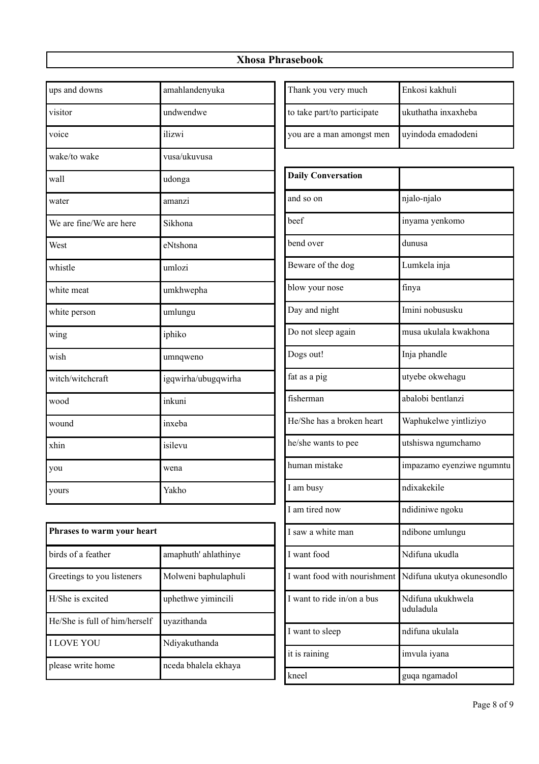## Xhosa Phrasebook

| | |
|---|---|
| ups and downs | amahlandenyuka |
| visitor | undwendwe |
| voice | ilizwi |
| wake/to wake | vusa/ukuvusa |
| wall | udonga |
| water | amanzi |
| We are fine/We are here | Sikhona |
| West | eNtshona |
| whistle | umlozi |
| white meat | umkhwepha |
| white person | umlungu |
| wing | iphiko |
| wish | umnqweno |
| witch/witchcraft | igqwirha/ubugqwirha |
| wood | inkuni |
| wound | inxeba |
| xhin | isilevu |
| you | wena |
| yours | Yakho |

| Phrases to warm your heart | |
|---|---|
| birds of a feather | amaphuth' ahlathinye |
| Greetings to you listeners | Molweni baphulaphuli |
| H/She is excited | uphethwe yimincili |
| He/She is full of him/herself | uyazithanda |
| I LOVE YOU | Ndiyakuthanda |
| please write home | nceda bhalela ekhaya |
| Thank you very much | Enkosi kakhuli |
| to take part/to participate | ukuthatha inxaxheba |
| you are a man amongst men | uyindoda emadodeni |

| Daily Conversation | |
|---|---|
| and so on | njalo-njalo |
| beef | inyama yenkomo |
| bend over | dunusa |
| Beware of the dog | Lumkela inja |
| blow your nose | finya |
| Day and night | Imini nobususku |
| Do not sleep again | musa ukulala kwakhona |
| Dogs out! | Inja phandle |
| fat as a pig | utyebe okwehagu |
| fisherman | abalobi bentlanzi |
| He/She has a broken heart | Waphukelwe yintliziyo |
| he/she wants to pee | utshiswa ngumchamo |
| human mistake | impazamo eyenziwe ngumntu |
| I am busy | ndixakekile |
| I am tired now | ndidiniwe ngoku |
| I saw a white man | ndibone umlungu |
| I want food | Ndifuna ukudla |
| I want food with nourishment | Ndifuna ukutya okunesondlo |
| I want to ride in/on a bus | Ndifuna ukukhwela uduladula |
| I want to sleep | ndifuna ukulala |
| it is raining | imvula iyana |
| kneel | guqa ngamadol |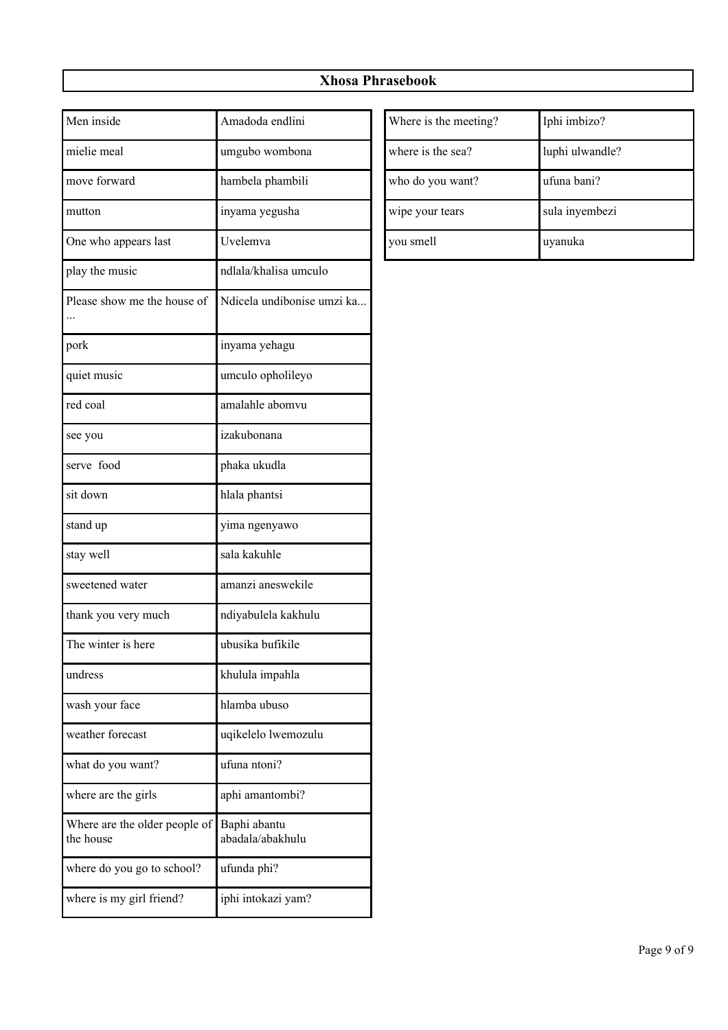## Xhosa Phrasebook

| | |
|---|---|
| Men inside | Amadoda endlini |
| mielie meal | umgubo wombona |
| move forward | hambela phambili |
| mutton | inyama yegusha |
| One who appears last | Uvelemva |
| play the music | ndlala/khalisa umculo |
| Please show me the house of ... | Ndicela undibonise umzi ka... |
| pork | inyama yehagu |
| quiet music | umculo opholileyo |
| red coal | amalahle abomvu |
| see you | izakubonana |
| serve food | phaka ukudla |
| sit down | hlala phantsi |
| stand up | yima ngenyawo |
| stay well | sala kakuhle |
| sweetened water | amanzi aneswekile |
| thank you very much | ndiyabulela kakhulu |
| The winter is here | ubusika bufikile |
| undress | khulula impahla |
| wash your face | hlamba ubuso |
| weather forecast | uqikelelo lwemozulu |
| what do you want? | ufuna ntoni? |
| where are the girls | aphi amantombi? |
| Where are the older people of the house | Baphi abantu abadala/abakhulu |
| where do you go to school? | ufunda phi? |
| where is my girl friend? | iphi intokazi yam? |
| Where is the meeting? | Iphi imbizo? |
| where is the sea? | luphi ulwandle? |
| who do you want? | ufuna bani? |
| wipe your tears | sula inyembezi |
| you smell | uyanuka |